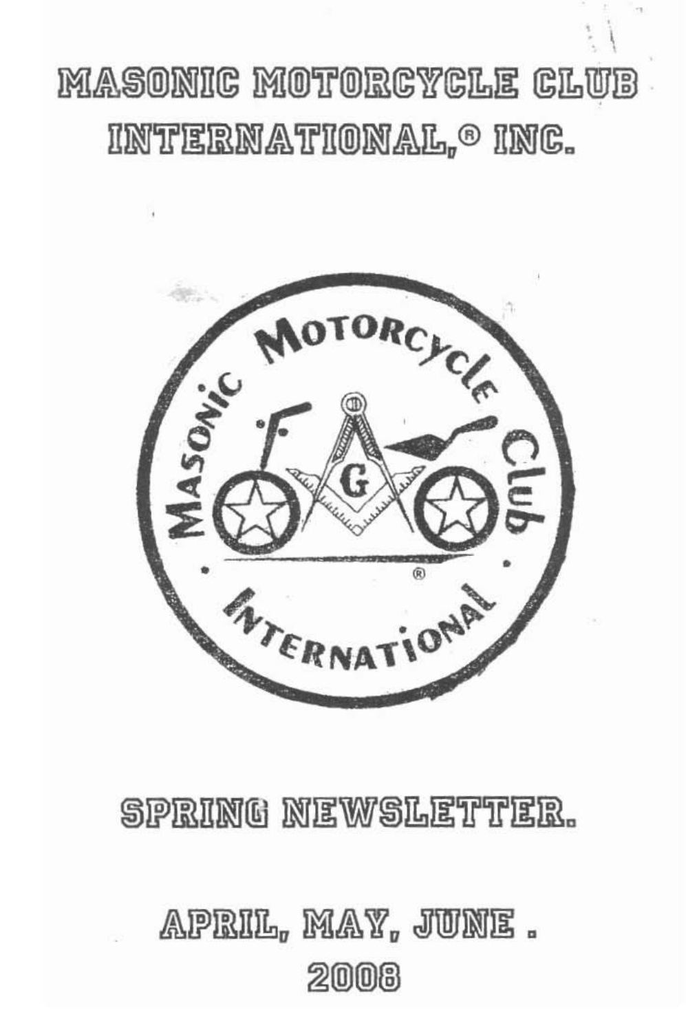# MASONIC MOTORCYCLE CLUB INTERNATIONAL,® INC.

Masonic Motorcycle Club International ®

## SPRING NEWSLETTER.

## APRIL, MAY, JUNE . 2008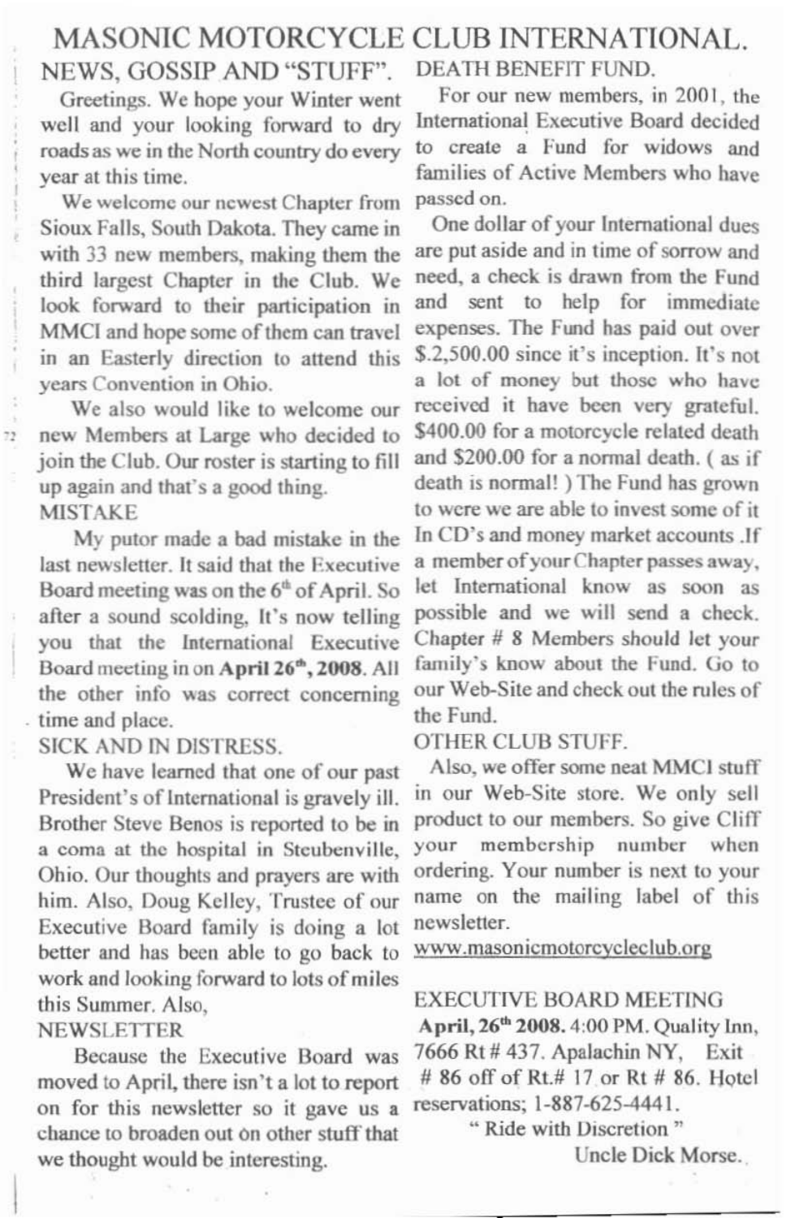# MASONIC MOTORCYCLE CLUB INTERNATIONAL.

## NEWS, GOSSIP AND "STUFF".

Greetings. We hope your Winter went well and your looking forward to dry roads as we in the North country do every year at this time.

We welcome our newest Chapter from Sioux Falls, South Dakota. They came in with 33 new members, making them the third largest Chapter in the Club. We look forward to their participation in MMCI and hope some of them can travel in an Easterly direction to attend this years Convention in Ohio.

We also would like to welcome our new Members at Large who decided to join the Club. Our roster is starting to fill up again and that's a good thing.

### MISTAKE

My putor made a bad mistake in the last newsletter. It said that the Executive Board meeting was on the 6th of April. So after a sound scolding, It's now telling you that the International Executive Board meeting in on **April 26th, 2008**. All the other info was correct concerning time and place.

### SICK AND IN DISTRESS.

We have learned that one of our past President's of International is gravely ill. Brother Steve Benos is reported to be in a coma at the hospital in Steubenville, Ohio. Our thoughts and prayers are with him. Also, Doug Kelley, Trustee of our Executive Board family is doing a lot better and has been able to go back to work and looking forward to lots of miles this Summer. Also,

### NEWSLETTER

Because the Executive Board was moved to April, there isn't a lot to report on for this newsletter so it gave us a chance to broaden out on other stuff that we thought would be interesting.

### DEATH BENEFIT FUND.

For our new members, in 2001, the International Executive Board decided to create a Fund for widows and families of Active Members who have passed on.

One dollar of your International dues are put aside and in time of sorrow and need, a check is drawn from the Fund and sent to help for immediate expenses. The Fund has paid out over $.2,500.00 since it's inception. It's not a lot of money but those who have received it have been very grateful. $400.00 for a motorcycle related death and $200.00 for a normal death. ( as if death is normal! ) The Fund has grown to were we are able to invest some of it In CD's and money market accounts .If a member of your Chapter passes away, let International know as soon as possible and we will send a check. Chapter # 8 Members should let your family's know about the Fund. Go to our Web-Site and check out the rules of the Fund.

### OTHER CLUB STUFF.

Also, we offer some neat MMCI stuff in our Web-Site store. We only sell product to our members. So give Cliff your membership number when ordering. Your number is next to your name on the mailing label of this newsletter.

www.masonicmotorcycleclub.org

### EXECUTIVE BOARD MEETING

**April, 26th 2008.** 4:00 PM. Quality Inn, 7666 Rt # 437. Apalachin NY, Exit # 86 off of Rt.# 17 or Rt # 86. Hotel reservations; 1-887-625-4441.

" Ride with Discretion "

Uncle Dick Morse.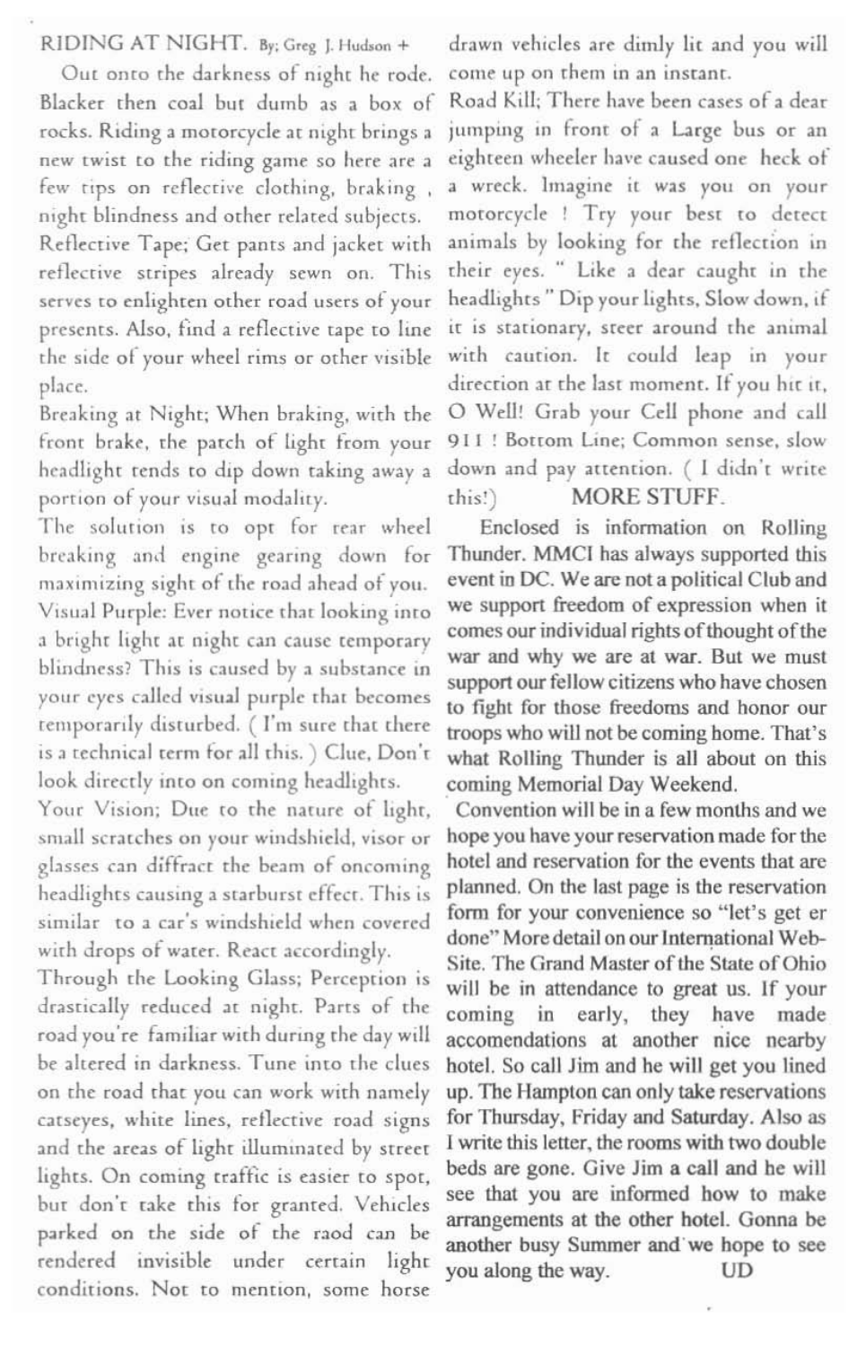RIDING AT NIGHT. By; Greg J. Hudson +

Out onto the darkness of night he rode. Blacker then coal but dumb as a box of rocks. Riding a motorcycle at night brings a new twist to the riding game so here are a few tips on reflective clothing, braking , night blindness and other related subjects.

Reflective Tape; Get pants and jacket with reflective stripes already sewn on. This serves to enlighten other road users of your presents. Also, find a reflective tape to line the side of your wheel rims or other visible place.

Breaking at Night; When braking, with the front brake, the patch of light from your headlight tends to dip down taking away a portion of your visual modality.

The solution is to opt for rear wheel breaking and engine gearing down for maximizing sight of the road ahead of you.

Visual Purple: Ever notice that looking into a bright light at night can cause temporary blindness? This is caused by a substance in your eyes called visual purple that becomes temporarily disturbed. ( I'm sure that there is a technical term for all this. ) Clue, Don't look directly into on coming headlights.

Your Vision; Due to the nature of light, small scratches on your windshield, visor or glasses can diffract the beam of oncoming headlights causing a starburst effect. This is similar to a car's windshield when covered with drops of water. React accordingly.

Through the Looking Glass; Perception is drastically reduced at night. Parts of the road you're familiar with during the day will be altered in darkness. Tune into the clues on the road that you can work with namely catseyes, white lines, reflective road signs and the areas of light illuminated by street lights. On coming traffic is easier to spot, but don't take this for granted. Vehicles parked on the side of the raod can be rendered invisible under certain light conditions. Not to mention, some horse drawn vehicles are dimly lit and you will come up on them in an instant.

Road Kill; There have been cases of a dear jumping in front of a Large bus or an eighteen wheeler have caused one heck of a wreck. Imagine it was you on your motorcycle ! Try your best to detect animals by looking for the reflection in their eyes. " Like a dear caught in the headlights " Dip your lights, Slow down, if it is stationary, steer around the animal with caution. It could leap in your direction at the last moment. If you hit it, O Well! Grab your Cell phone and call 911 ! Bottom Line; Common sense, slow down and pay attention. ( I didn't write this!)

MORE STUFF.

Enclosed is information on Rolling Thunder. MMCI has always supported this event in DC. We are not a political Club and we support freedom of expression when it comes our individual rights of thought of the war and why we are at war. But we must support our fellow citizens who have chosen to fight for those freedoms and honor our troops who will not be coming home. That's what Rolling Thunder is all about on this coming Memorial Day Weekend.

Convention will be in a few months and we hope you have your reservation made for the hotel and reservation for the events that are planned. On the last page is the reservation form for your convenience so "let's get er done" More detail on our International Web-Site. The Grand Master of the State of Ohio will be in attendance to great us. If your coming in early, they have made accomendations at another nice nearby hotel. So call Jim and he will get you lined up. The Hampton can only take reservations for Thursday, Friday and Saturday. Also as I write this letter, the rooms with two double beds are gone. Give Jim a call and he will see that you are informed how to make arrangements at the other hotel. Gonna be another busy Summer and we hope to see you along the way. UD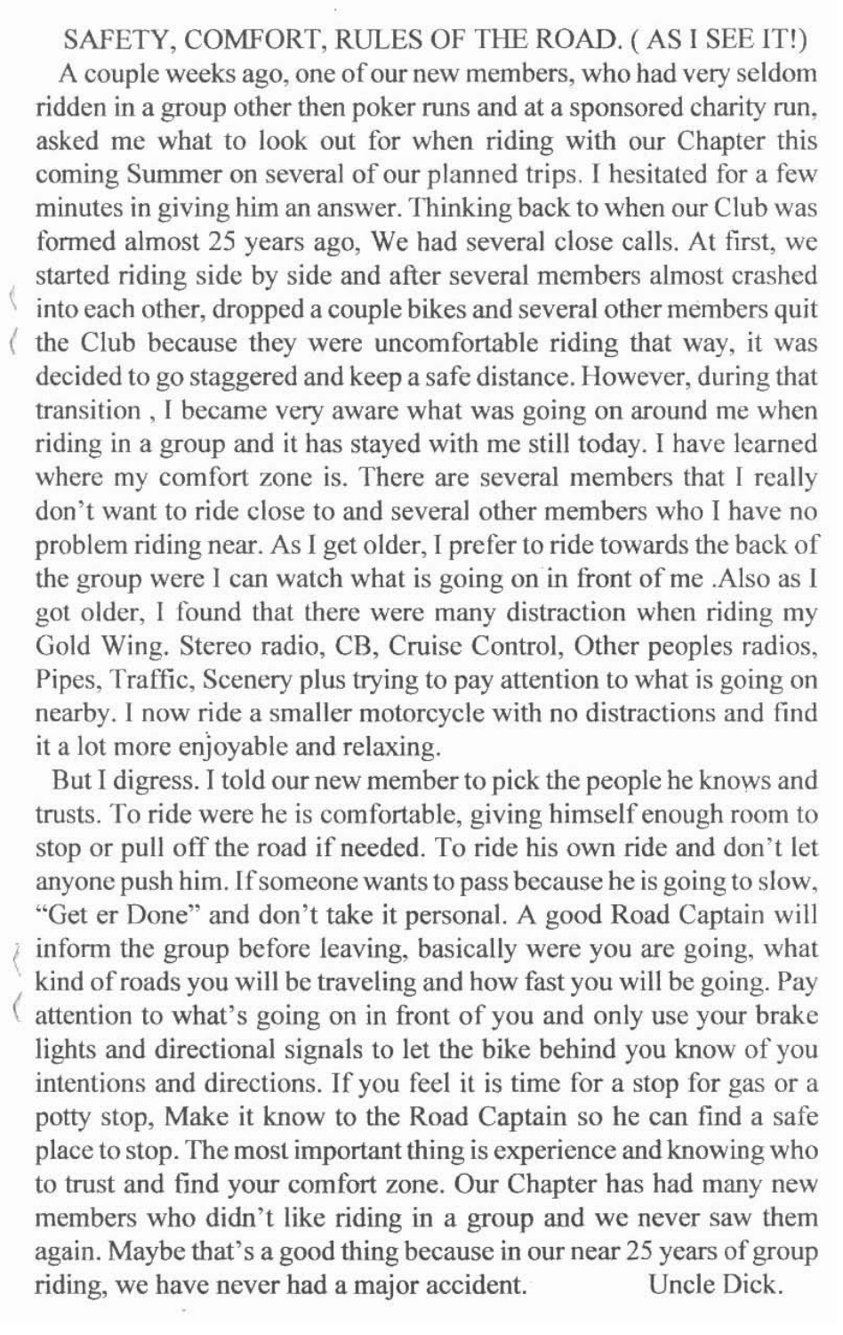## SAFETY, COMFORT, RULES OF THE ROAD. ( AS I SEE IT!)

A couple weeks ago, one of our new members, who had very seldom ridden in a group other then poker runs and at a sponsored charity run, asked me what to look out for when riding with our Chapter this coming Summer on several of our planned trips. I hesitated for a few minutes in giving him an answer. Thinking back to when our Club was formed almost 25 years ago, We had several close calls. At first, we started riding side by side and after several members almost crashed into each other, dropped a couple bikes and several other members quit the Club because they were uncomfortable riding that way, it was decided to go staggered and keep a safe distance. However, during that transition , I became very aware what was going on around me when riding in a group and it has stayed with me still today. I have learned where my comfort zone is. There are several members that I really don't want to ride close to and several other members who I have no problem riding near. As I get older, I prefer to ride towards the back of the group were I can watch what is going on in front of me .Also as I got older, I found that there were many distraction when riding my Gold Wing. Stereo radio, CB, Cruise Control, Other peoples radios, Pipes, Traffic, Scenery plus trying to pay attention to what is going on nearby. I now ride a smaller motorcycle with no distractions and find it a lot more enjoyable and relaxing.

But I digress. I told our new member to pick the people he knows and trusts. To ride were he is comfortable, giving himself enough room to stop or pull off the road if needed. To ride his own ride and don't let anyone push him. If someone wants to pass because he is going to slow, "Get er Done" and don't take it personal. A good Road Captain will inform the group before leaving, basically were you are going, what kind of roads you will be traveling and how fast you will be going. Pay attention to what's going on in front of you and only use your brake lights and directional signals to let the bike behind you know of you intentions and directions. If you feel it is time for a stop for gas or a potty stop, Make it know to the Road Captain so he can find a safe place to stop. The most important thing is experience and knowing who to trust and find your comfort zone. Our Chapter has had many new members who didn't like riding in a group and we never saw them again. Maybe that's a good thing because in our near 25 years of group riding, we have never had a major accident. Uncle Dick.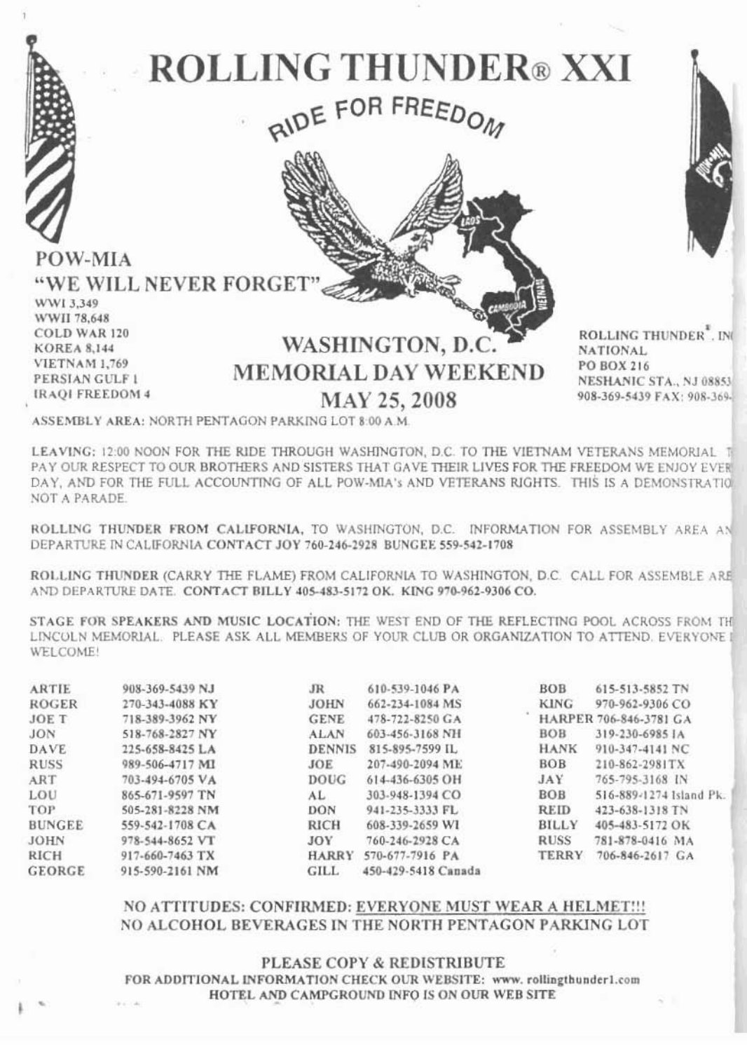# ROLLING THUNDER® XXI

## RIDE FOR FREEDOM

**POW-MIA**

**"WE WILL NEVER FORGET"**

WWI 3,349
WWII 78,648
COLD WAR 120
KOREA 8,144
VIETNAM 1,769
PERSIAN GULF 1
IRAQI FREEDOM 4

## WASHINGTON, D.C.
## MEMORIAL DAY WEEKEND
## MAY 25, 2008

ROLLING THUNDER®, INC
NATIONAL
PO BOX 216
NESHANIC STA., NJ 08853
908-369-5439 FAX: 908-369-

ASSEMBLY AREA: NORTH PENTAGON PARKING LOT 8:00 A.M.

LEAVING: 12:00 NOON FOR THE RIDE THROUGH WASHINGTON, D.C. TO THE VIETNAM VETERANS MEMORIAL. T PAY OUR RESPECT TO OUR BROTHERS AND SISTERS THAT GAVE THEIR LIVES FOR THE FREEDOM WE ENJOY EVER DAY, AND FOR THE FULL ACCOUNTING OF ALL POW-MIA's AND VETERANS RIGHTS. THIS IS A DEMONSTRATIO NOT A PARADE.

**ROLLING THUNDER FROM CALIFORNIA,** TO WASHINGTON, D.C. INFORMATION FOR ASSEMBLY AREA AN DEPARTURE IN CALIFORNIA **CONTACT JOY 760-246-2928 BUNGEE 559-542-1708**

ROLLING THUNDER (CARRY THE FLAME) FROM CALIFORNIA TO WASHINGTON, D.C. CALL FOR ASSEMBLE ARE AND DEPARTURE DATE. **CONTACT BILLY 405-483-5172 OK. KING 970-962-9306 CO.**

**STAGE FOR SPEAKERS AND MUSIC LOCATION:** THE WEST END OF THE REFLECTING POOL ACROSS FROM TH LINCOLN MEMORIAL. PLEASE ASK ALL MEMBERS OF YOUR CLUB OR ORGANIZATION TO ATTEND. EVERYONE I WELCOME!

| | | | | | |
|---|---|---|---|---|---|
| ARTIE | 908-369-5439 NJ | JR | 610-539-1046 PA | BOB | 615-513-5852 TN |
| ROGER | 270-343-4088 KY | JOHN | 662-234-1084 MS | KING | 970-962-9306 CO |
| JOE T | 718-389-3962 NY | GENE | 478-722-8250 GA | HARPER | 706-846-3781 GA |
| JON | 518-768-2827 NY | ALAN | 603-456-3168 NH | BOB | 319-230-6985 IA |
| DAVE | 225-658-8425 LA | DENNIS | 815-895-7599 IL | HANK | 910-347-4141 NC |
| RUSS | 989-506-4717 MI | JOE | 207-490-2094 ME | BOB | 210-862-2981TX |
| ART | 703-494-6705 VA | DOUG | 614-436-6305 OH | JAY | 765-795-3168 IN |
| LOU | 865-671-9597 TN | AL | 303-948-1394 CO | BOB | 516-889-1274 Island Pk. |
| TOP | 505-281-8228 NM | DON | 941-235-3333 FL | REID | 423-638-1318 TN |
| BUNGEE | 559-542-1708 CA | RICH | 608-339-2659 WI | BILLY | 405-483-5172 OK |
| JOHN | 978-544-8652 VT | JOY | 760-246-2928 CA | RUSS | 781-878-0416 MA |
| RICH | 917-660-7463 TX | HARRY | 570-677-7916 PA | TERRY | 706-846-2617 GA |
| GEORGE | 915-590-2161 NM | GILL | 450-429-5418 Canada | | |

**NO ATTITUDES: CONFIRMED: EVERYONE MUST WEAR A HELMET!!!**
**NO ALCOHOL BEVERAGES IN THE NORTH PENTAGON PARKING LOT**

**PLEASE COPY & REDISTRIBUTE**
**FOR ADDITIONAL INFORMATION CHECK OUR WEBSITE: www. rollingthunder1.com**
**HOTEL AND CAMPGROUND INFO IS ON OUR WEB SITE**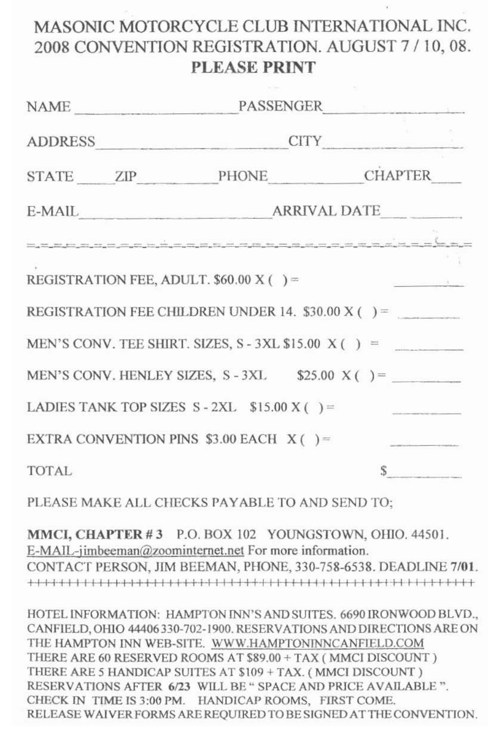# MASONIC MOTORCYCLE CLUB INTERNATIONAL INC.
# 2008 CONVENTION REGISTRATION. AUGUST 7 / 10, 08.
## PLEASE PRINT

NAME ______________________ PASSENGER ______________________

ADDRESS ______________________ CITY ______________________

STATE _____ ZIP __________ PHONE __________ CHAPTER ____

E-MAIL ______________________ ARRIVAL DATE ______________

=-=-=-=-=-=-=-=-=-=-=-=-=-=-=-=-=-=-=-=-=-=-=-=-=-=-=-=-=-=-=-=-=

REGISTRATION FEE, ADULT. $60.00 X ( ) = __________

REGISTRATION FEE CHILDREN UNDER 14. $30.00 X ( ) = __________

MEN'S CONV. TEE SHIRT. SIZES, S - 3XL $15.00 X ( ) = __________

MEN'S CONV. HENLEY SIZES, S - 3XL $25.00 X ( ) = __________

LADIES TANK TOP SIZES S - 2XL $15.00 X ( ) = __________

EXTRA CONVENTION PINS $3.00 EACH X ( ) = __________

TOTAL $__________

PLEASE MAKE ALL CHECKS PAYABLE TO AND SEND TO;

**MMCI, CHAPTER # 3** P.O. BOX 102 YOUNGSTOWN, OHIO. 44501.
E-MAIL-jimbeeman@zoominternet.net For more information.
CONTACT PERSON, JIM BEEMAN, PHONE, 330-758-6538. DEADLINE **7/01**.

++++++++++++++++++++++++++++++++++++++++++++++++++++++++++++++++

HOTEL INFORMATION: HAMPTON INN'S AND SUITES. 6690 IRONWOOD BLVD., CANFIELD, OHIO 44406 330-702-1900. RESERVATIONS AND DIRECTIONS ARE ON THE HAMPTON INN WEB-SITE. WWW.HAMPTONINNCANFIELD.COM
THERE ARE 60 RESERVED ROOMS AT $89.00 + TAX ( MMCI DISCOUNT )
THERE ARE 5 HANDICAP SUITES AT $109 + TAX. ( MMCI DISCOUNT )
RESERVATIONS AFTER **6/23** WILL BE " SPACE AND PRICE AVAILABLE ".
CHECK IN TIME IS 3:00 PM. HANDICAP ROOMS, FIRST COME.
RELEASE WAIVER FORMS ARE REQUIRED TO BE SIGNED AT THE CONVENTION.